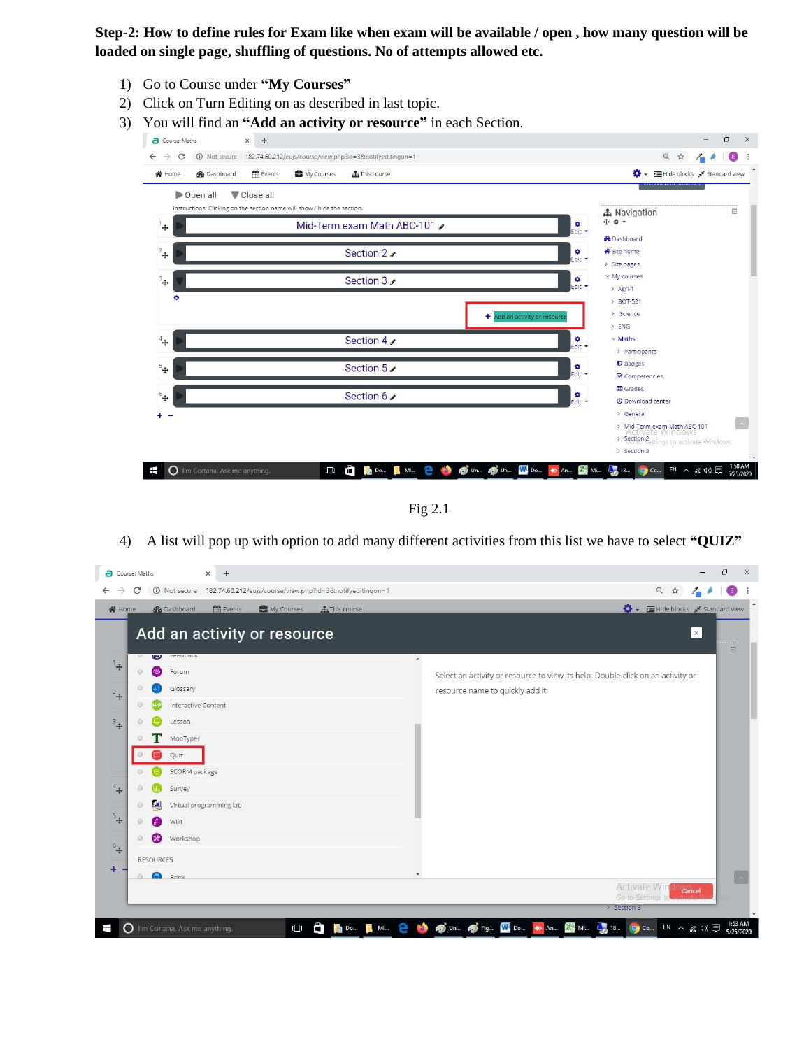**Step-2: How to define rules for Exam like when exam will be available / open , how many question will be loaded on single page, shuffling of questions. No of attempts allowed etc.**

1) Go to Course under **"My Courses"**
2) Click on Turn Editing on as described in last topic.
3) You will find an **"Add an activity or resource"** in each Section.

Fig 2.1

4) A list will pop up with option to add many different activities from this list we have to select **"QUIZ"**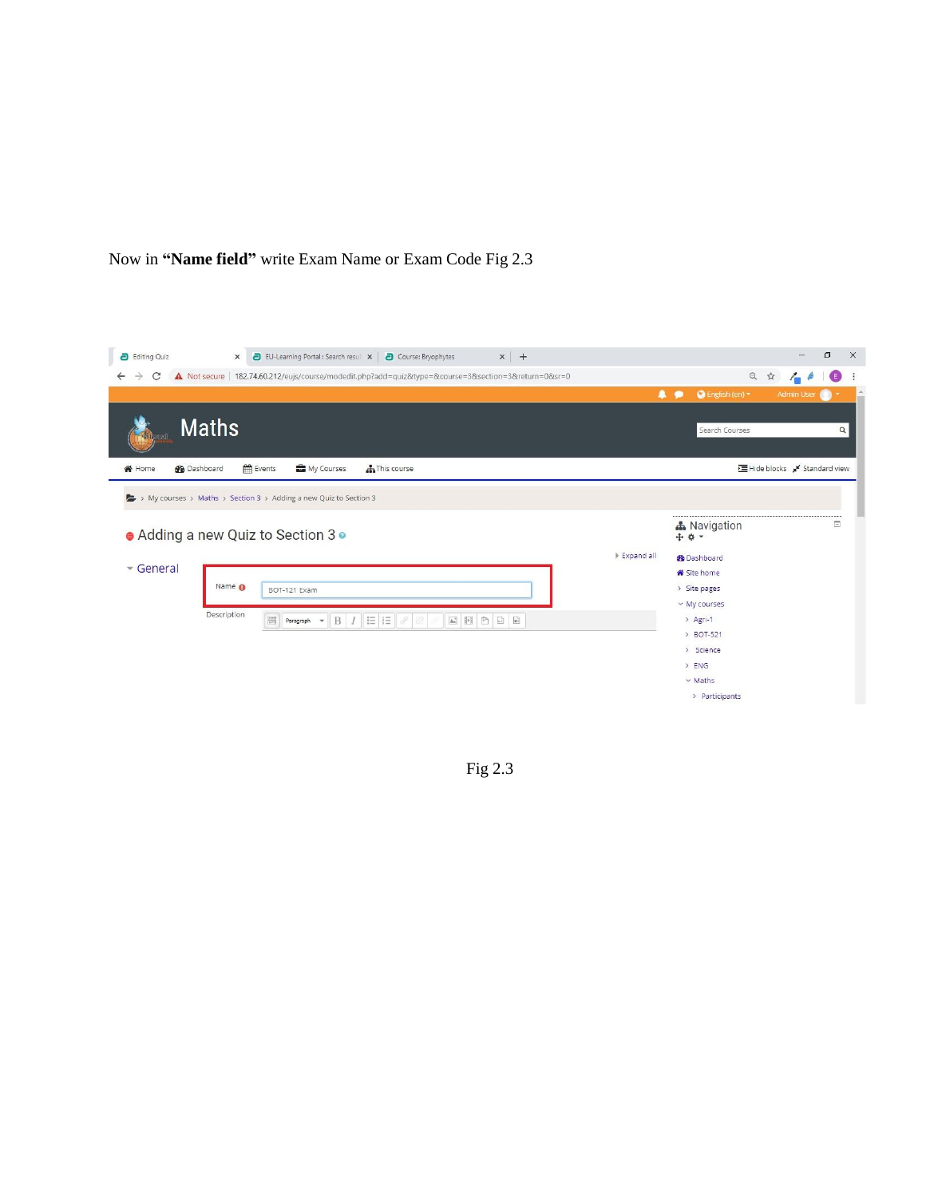Now in **"Name field"** write Exam Name or Exam Code Fig 2.3

Fig 2.3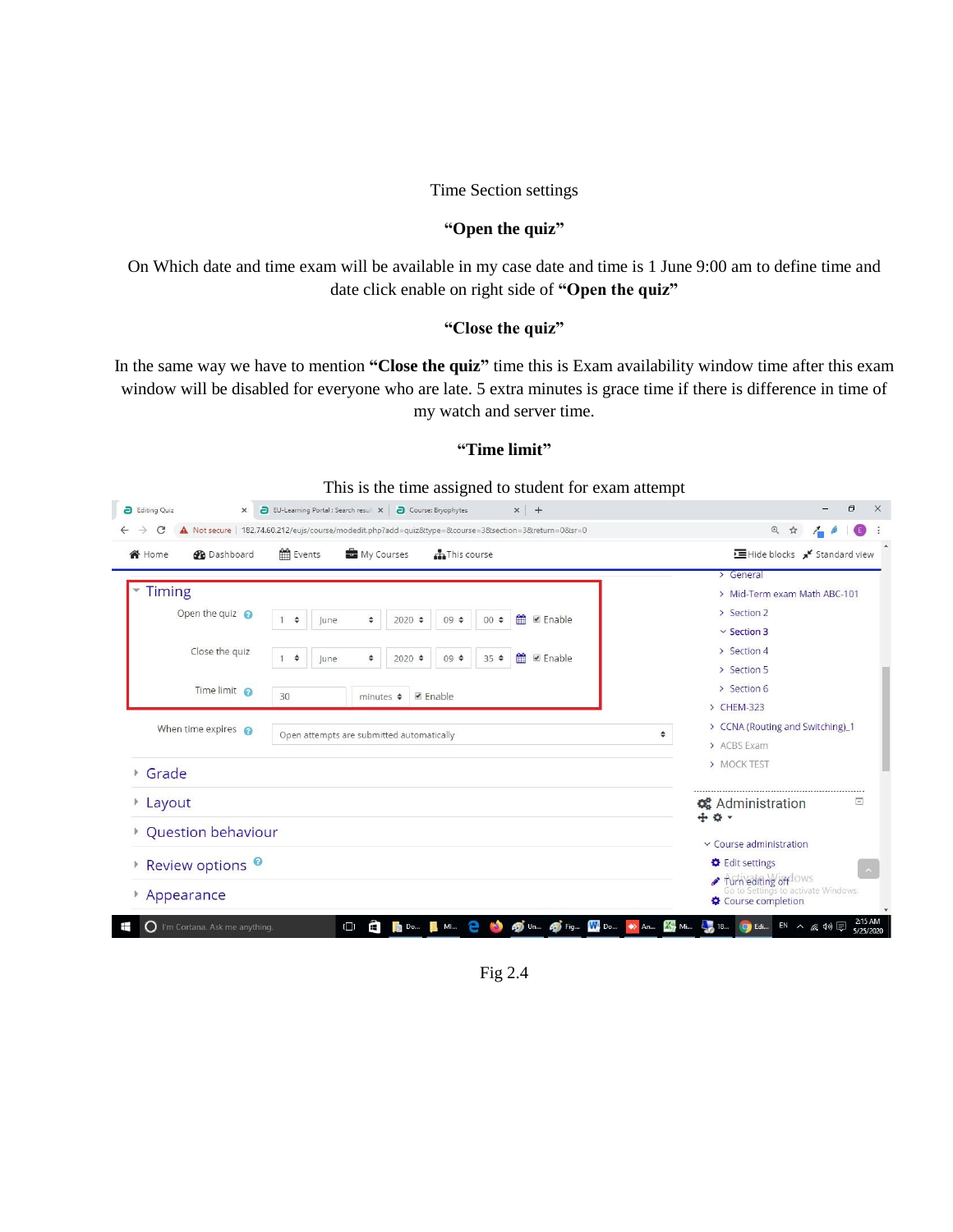Time Section settings

**"Open the quiz"**

On Which date and time exam will be available in my case date and time is 1 June 9:00 am to define time and date click enable on right side of **"Open the quiz"**

**"Close the quiz"**

In the same way we have to mention **"Close the quiz"** time this is Exam availability window time after this exam window will be disabled for everyone who are late. 5 extra minutes is grace time if there is difference in time of my watch and server time.

**"Time limit"**

This is the time assigned to student for exam attempt

Fig 2.4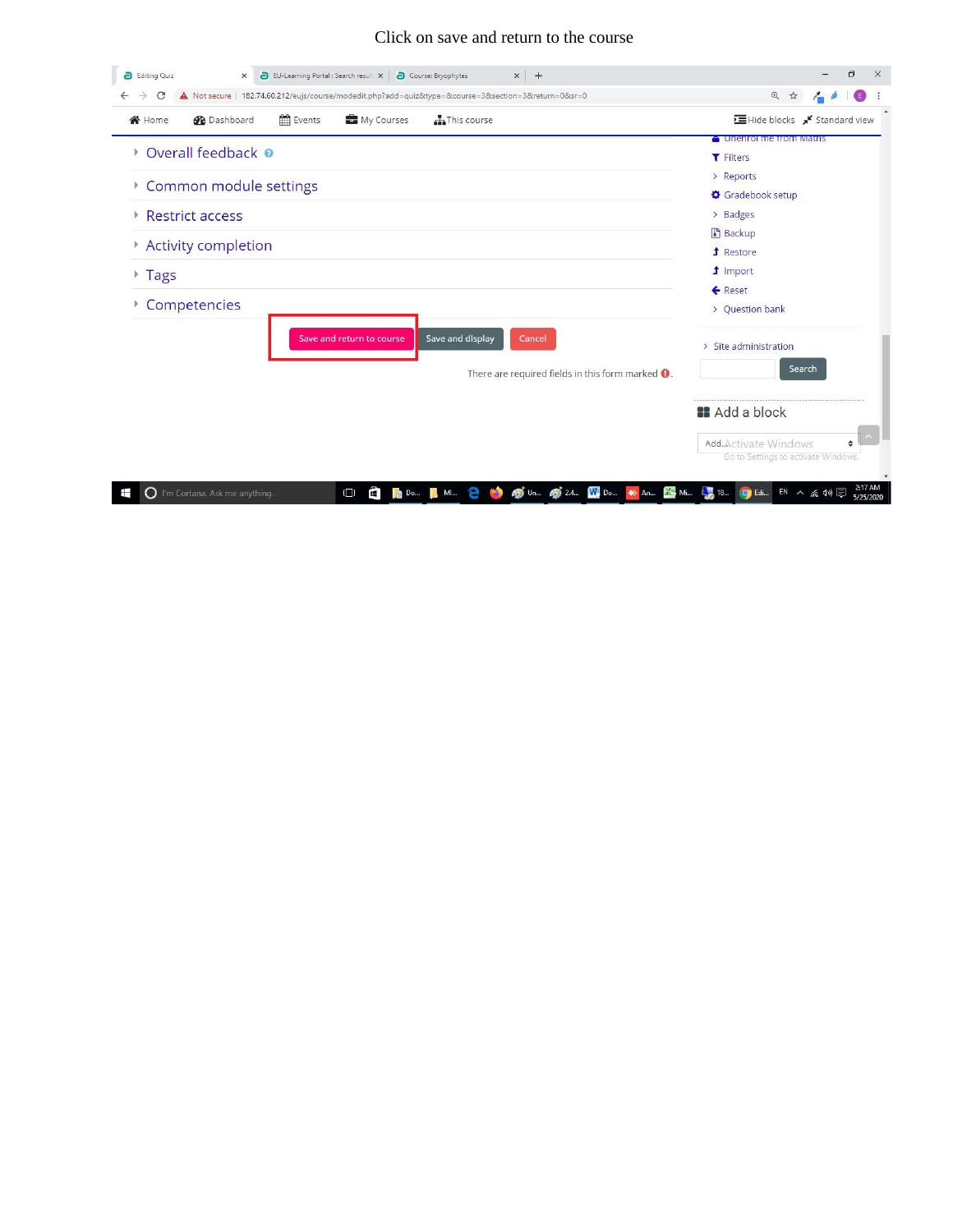Click on save and return to the course